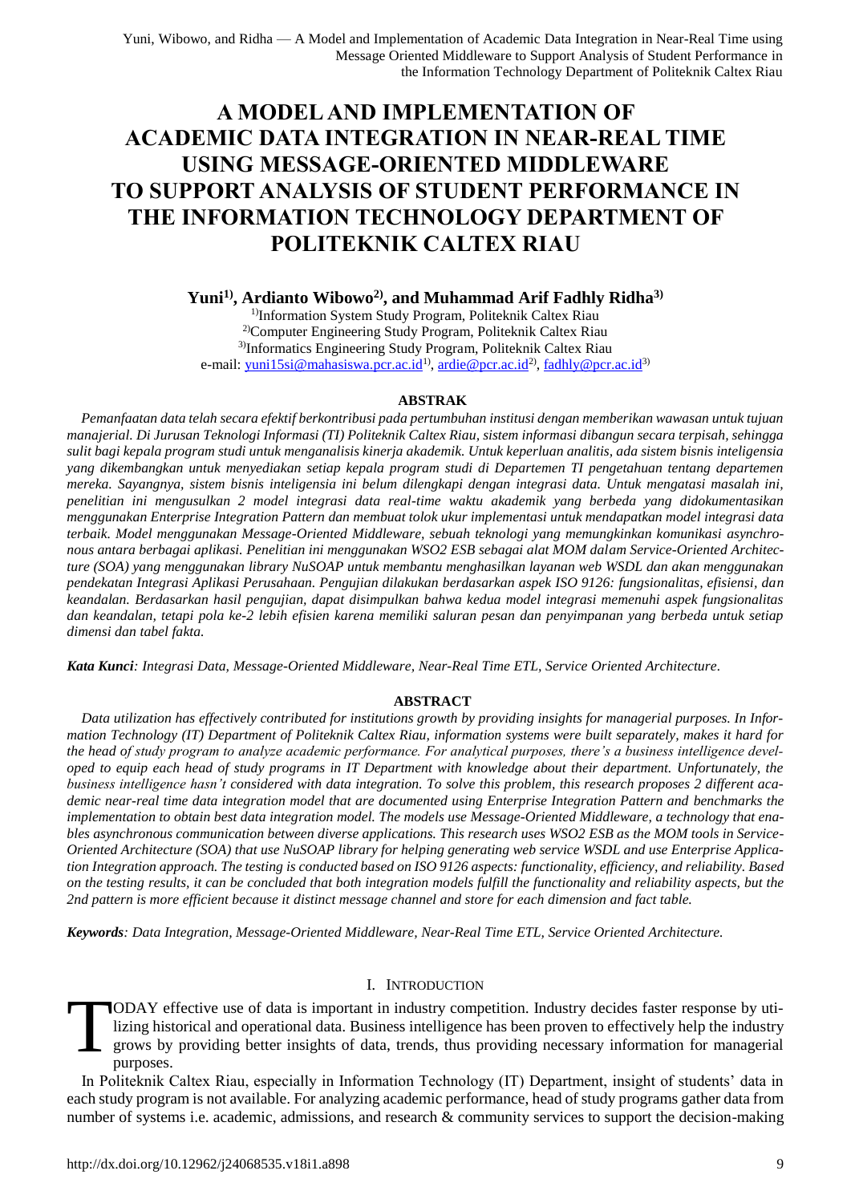# A MODEL AND IMPLEMENTATION OF ACADEMIC DATA INTEGRATION IN NEAR-REAL TIME USING MESSAGE-ORIENTED MIDDLEWARE TO SUPPORT ANALYSIS OF STUDENT PERFORMANCE IN THE INFORMATION TECHNOLOGY DEPARTMENT OF POLITEKNIK CALTEX RIAU

**Yuni[1)], Ardianto Wibowo[2)], and Muhammad Arif Fadhly Ridha[3)]**

[1)]Information System Study Program, Politeknik Caltex Riau
[2)]Computer Engineering Study Program, Politeknik Caltex Riau
[3)]Informatics Engineering Study Program, Politeknik Caltex Riau
e-mail: yuni15si@mahasiswa.pcr.ac.id[1)], ardie@pcr.ac.id[2)], fadhly@pcr.ac.id[3)]

## ABSTRAK

*Pemanfaatan data telah secara efektif berkontribusi pada pertumbuhan institusi dengan memberikan wawasan untuk tujuan manajerial. Di Jurusan Teknologi Informasi (TI) Politeknik Caltex Riau, sistem informasi dibangun secara terpisah, sehingga sulit bagi kepala program studi untuk menganalisis kinerja akademik. Untuk keperluan analitis, ada sistem bisnis inteligensia yang dikembangkan untuk menyediakan setiap kepala program studi di Departemen TI pengetahuan tentang departemen mereka. Sayangnya, sistem bisnis inteligensia ini belum dilengkapi dengan integrasi data. Untuk mengatasi masalah ini, penelitian ini mengusulkan 2 model integrasi data real-time waktu akademik yang berbeda yang didokumentasikan menggunakan Enterprise Integration Pattern dan membuat tolok ukur implementasi untuk mendapatkan model integrasi data terbaik. Model menggunakan Message-Oriented Middleware, sebuah teknologi yang memungkinkan komunikasi asynchronous antara berbagai aplikasi. Penelitian ini menggunakan WSO2 ESB sebagai alat MOM dalam Service-Oriented Architecture (SOA) yang menggunakan library NuSOAP untuk membantu menghasilkan layanan web WSDL dan akan menggunakan pendekatan Integrasi Aplikasi Perusahaan. Pengujian dilakukan berdasarkan aspek ISO 9126: fungsionalitas, efisiensi, dan keandalan. Berdasarkan hasil pengujian, dapat disimpulkan bahwa kedua model integrasi memenuhi aspek fungsionalitas dan keandalan, tetapi pola ke-2 lebih efisien karena memiliki saluran pesan dan penyimpanan yang berbeda untuk setiap dimensi dan tabel fakta.*

***Kata Kunci**: Integrasi Data, Message-Oriented Middleware, Near-Real Time ETL, Service Oriented Architecture.*

## ABSTRACT

*Data utilization has effectively contributed for institutions growth by providing insights for managerial purposes. In Information Technology (IT) Department of Politeknik Caltex Riau, information systems were built separately, makes it hard for the head of study program to analyze academic performance. For analytical purposes, there's a business intelligence developed to equip each head of study programs in IT Department with knowledge about their department. Unfortunately, the business intelligence hasn't considered with data integration. To solve this problem, this research proposes 2 different academic near-real time data integration model that are documented using Enterprise Integration Pattern and benchmarks the implementation to obtain best data integration model. The models use Message-Oriented Middleware, a technology that enables asynchronous communication between diverse applications. This research uses WSO2 ESB as the MOM tools in Service-Oriented Architecture (SOA) that use NuSOAP library for helping generating web service WSDL and use Enterprise Application Integration approach. The testing is conducted based on ISO 9126 aspects: functionality, efficiency, and reliability. Based on the testing results, it can be concluded that both integration models fulfill the functionality and reliability aspects, but the 2nd pattern is more efficient because it distinct message channel and store for each dimension and fact table.*

***Keywords**: Data Integration, Message-Oriented Middleware, Near-Real Time ETL, Service Oriented Architecture.*

## I. INTRODUCTION

TODAY effective use of data is important in industry competition. Industry decides faster response by utilizing historical and operational data. Business intelligence has been proven to effectively help the industry grows by providing better insights of data, trends, thus providing necessary information for managerial purposes.

In Politeknik Caltex Riau, especially in Information Technology (IT) Department, insight of students' data in each study program is not available. For analyzing academic performance, head of study programs gather data from number of systems i.e. academic, admissions, and research & community services to support the decision-making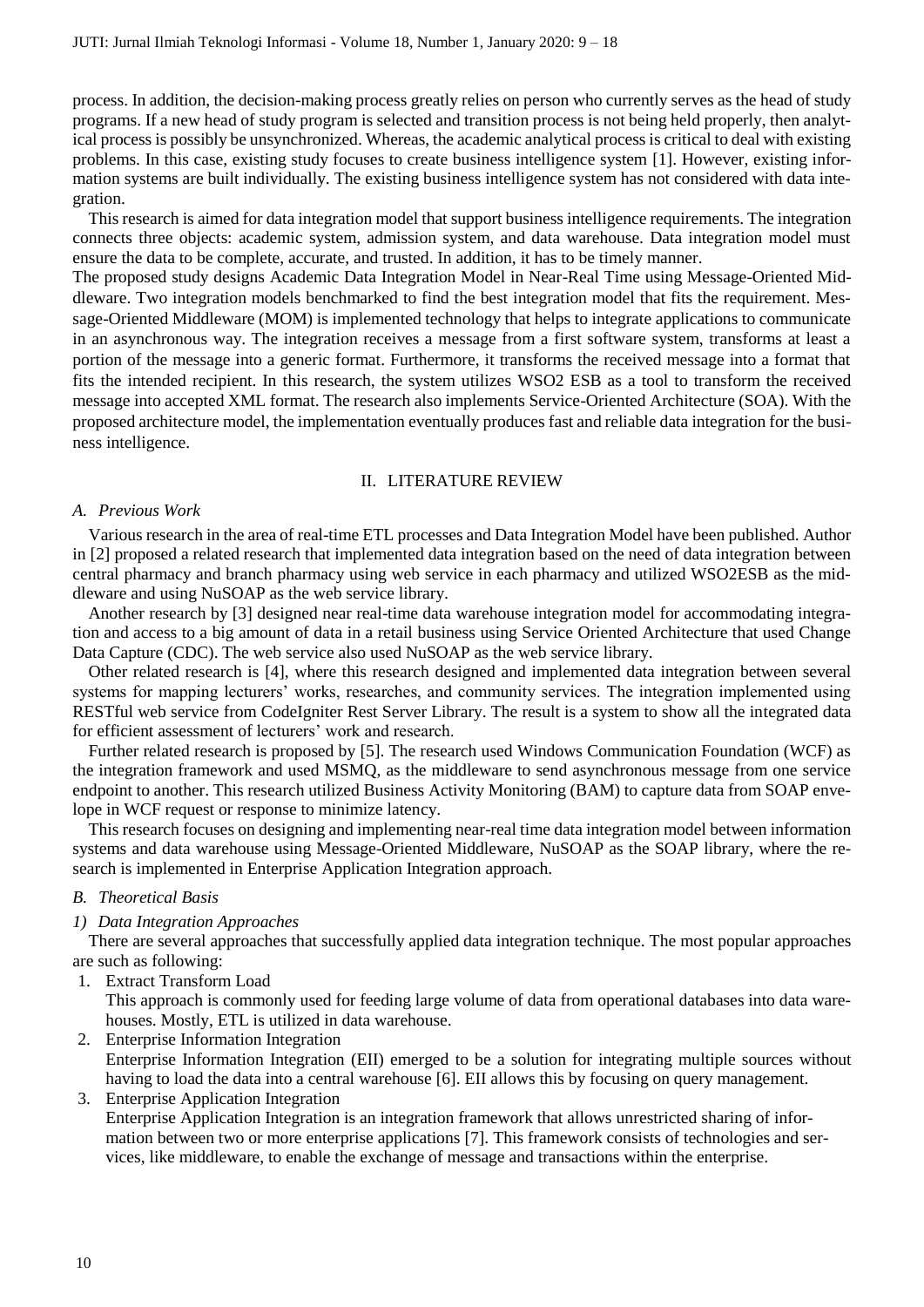process. In addition, the decision-making process greatly relies on person who currently serves as the head of study programs. If a new head of study program is selected and transition process is not being held properly, then analytical process is possibly be unsynchronized. Whereas, the academic analytical process is critical to deal with existing problems. In this case, existing study focuses to create business intelligence system [1]. However, existing information systems are built individually. The existing business intelligence system has not considered with data integration.

This research is aimed for data integration model that support business intelligence requirements. The integration connects three objects: academic system, admission system, and data warehouse. Data integration model must ensure the data to be complete, accurate, and trusted. In addition, it has to be timely manner.

The proposed study designs Academic Data Integration Model in Near-Real Time using Message-Oriented Middleware. Two integration models benchmarked to find the best integration model that fits the requirement. Message-Oriented Middleware (MOM) is implemented technology that helps to integrate applications to communicate in an asynchronous way. The integration receives a message from a first software system, transforms at least a portion of the message into a generic format. Furthermore, it transforms the received message into a format that fits the intended recipient. In this research, the system utilizes WSO2 ESB as a tool to transform the received message into accepted XML format. The research also implements Service-Oriented Architecture (SOA). With the proposed architecture model, the implementation eventually produces fast and reliable data integration for the business intelligence.

## II. LITERATURE REVIEW

### *A. Previous Work*

Various research in the area of real-time ETL processes and Data Integration Model have been published. Author in [2] proposed a related research that implemented data integration based on the need of data integration between central pharmacy and branch pharmacy using web service in each pharmacy and utilized WSO2ESB as the middleware and using NuSOAP as the web service library.

Another research by [3] designed near real-time data warehouse integration model for accommodating integration and access to a big amount of data in a retail business using Service Oriented Architecture that used Change Data Capture (CDC). The web service also used NuSOAP as the web service library.

Other related research is [4], where this research designed and implemented data integration between several systems for mapping lecturers' works, researches, and community services. The integration implemented using RESTful web service from CodeIgniter Rest Server Library. The result is a system to show all the integrated data for efficient assessment of lecturers' work and research.

Further related research is proposed by [5]. The research used Windows Communication Foundation (WCF) as the integration framework and used MSMQ, as the middleware to send asynchronous message from one service endpoint to another. This research utilized Business Activity Monitoring (BAM) to capture data from SOAP envelope in WCF request or response to minimize latency.

This research focuses on designing and implementing near-real time data integration model between information systems and data warehouse using Message-Oriented Middleware, NuSOAP as the SOAP library, where the research is implemented in Enterprise Application Integration approach.

### *B. Theoretical Basis*

#### *1) Data Integration Approaches*

There are several approaches that successfully applied data integration technique. The most popular approaches are such as following:

1. Extract Transform Load
   This approach is commonly used for feeding large volume of data from operational databases into data warehouses. Mostly, ETL is utilized in data warehouse.
2. Enterprise Information Integration
   Enterprise Information Integration (EII) emerged to be a solution for integrating multiple sources without having to load the data into a central warehouse [6]. EII allows this by focusing on query management.
3. Enterprise Application Integration
   Enterprise Application Integration is an integration framework that allows unrestricted sharing of information between two or more enterprise applications [7]. This framework consists of technologies and services, like middleware, to enable the exchange of message and transactions within the enterprise.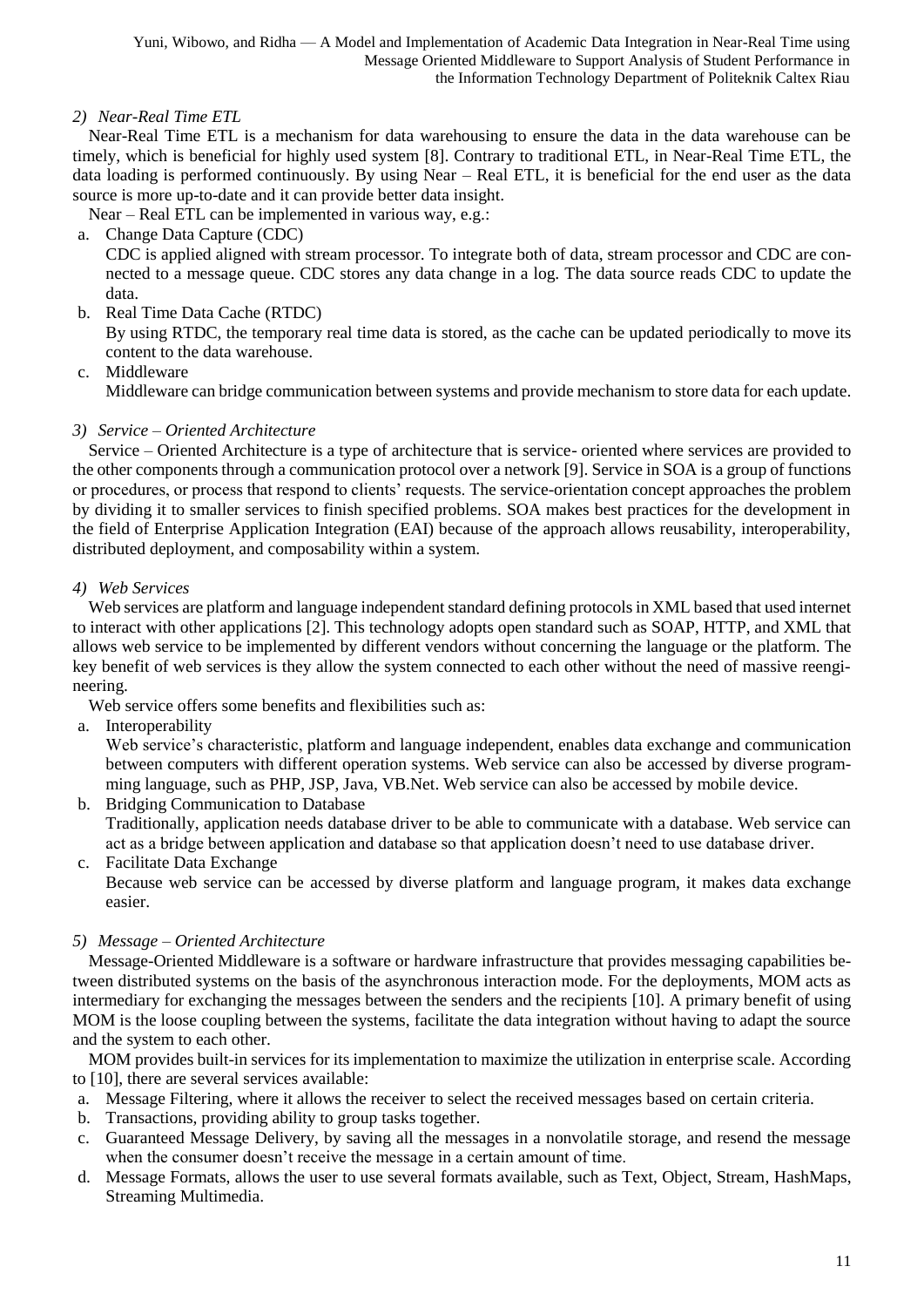### 2) Near-Real Time ETL

Near-Real Time ETL is a mechanism for data warehousing to ensure the data in the data warehouse can be timely, which is beneficial for highly used system [8]. Contrary to traditional ETL, in Near-Real Time ETL, the data loading is performed continuously. By using Near – Real ETL, it is beneficial for the end user as the data source is more up-to-date and it can provide better data insight.

Near – Real ETL can be implemented in various way, e.g.:

a. Change Data Capture (CDC)
   CDC is applied aligned with stream processor. To integrate both of data, stream processor and CDC are connected to a message queue. CDC stores any data change in a log. The data source reads CDC to update the data.
b. Real Time Data Cache (RTDC)
   By using RTDC, the temporary real time data is stored, as the cache can be updated periodically to move its content to the data warehouse.
c. Middleware
   Middleware can bridge communication between systems and provide mechanism to store data for each update.

### 3) Service – Oriented Architecture

Service – Oriented Architecture is a type of architecture that is service- oriented where services are provided to the other components through a communication protocol over a network [9]. Service in SOA is a group of functions or procedures, or process that respond to clients' requests. The service-orientation concept approaches the problem by dividing it to smaller services to finish specified problems. SOA makes best practices for the development in the field of Enterprise Application Integration (EAI) because of the approach allows reusability, interoperability, distributed deployment, and composability within a system.

### 4) Web Services

Web services are platform and language independent standard defining protocols in XML based that used internet to interact with other applications [2]. This technology adopts open standard such as SOAP, HTTP, and XML that allows web service to be implemented by different vendors without concerning the language or the platform. The key benefit of web services is they allow the system connected to each other without the need of massive reengineering.

Web service offers some benefits and flexibilities such as:

a. Interoperability
   Web service's characteristic, platform and language independent, enables data exchange and communication between computers with different operation systems. Web service can also be accessed by diverse programming language, such as PHP, JSP, Java, VB.Net. Web service can also be accessed by mobile device.
b. Bridging Communication to Database
   Traditionally, application needs database driver to be able to communicate with a database. Web service can act as a bridge between application and database so that application doesn't need to use database driver.
c. Facilitate Data Exchange
   Because web service can be accessed by diverse platform and language program, it makes data exchange easier.

### 5) Message – Oriented Architecture

Message-Oriented Middleware is a software or hardware infrastructure that provides messaging capabilities between distributed systems on the basis of the asynchronous interaction mode. For the deployments, MOM acts as intermediary for exchanging the messages between the senders and the recipients [10]. A primary benefit of using MOM is the loose coupling between the systems, facilitate the data integration without having to adapt the source and the system to each other.

MOM provides built-in services for its implementation to maximize the utilization in enterprise scale. According to [10], there are several services available:

a. Message Filtering, where it allows the receiver to select the received messages based on certain criteria.
b. Transactions, providing ability to group tasks together.
c. Guaranteed Message Delivery, by saving all the messages in a nonvolatile storage, and resend the message when the consumer doesn't receive the message in a certain amount of time.
d. Message Formats, allows the user to use several formats available, such as Text, Object, Stream, HashMaps, Streaming Multimedia.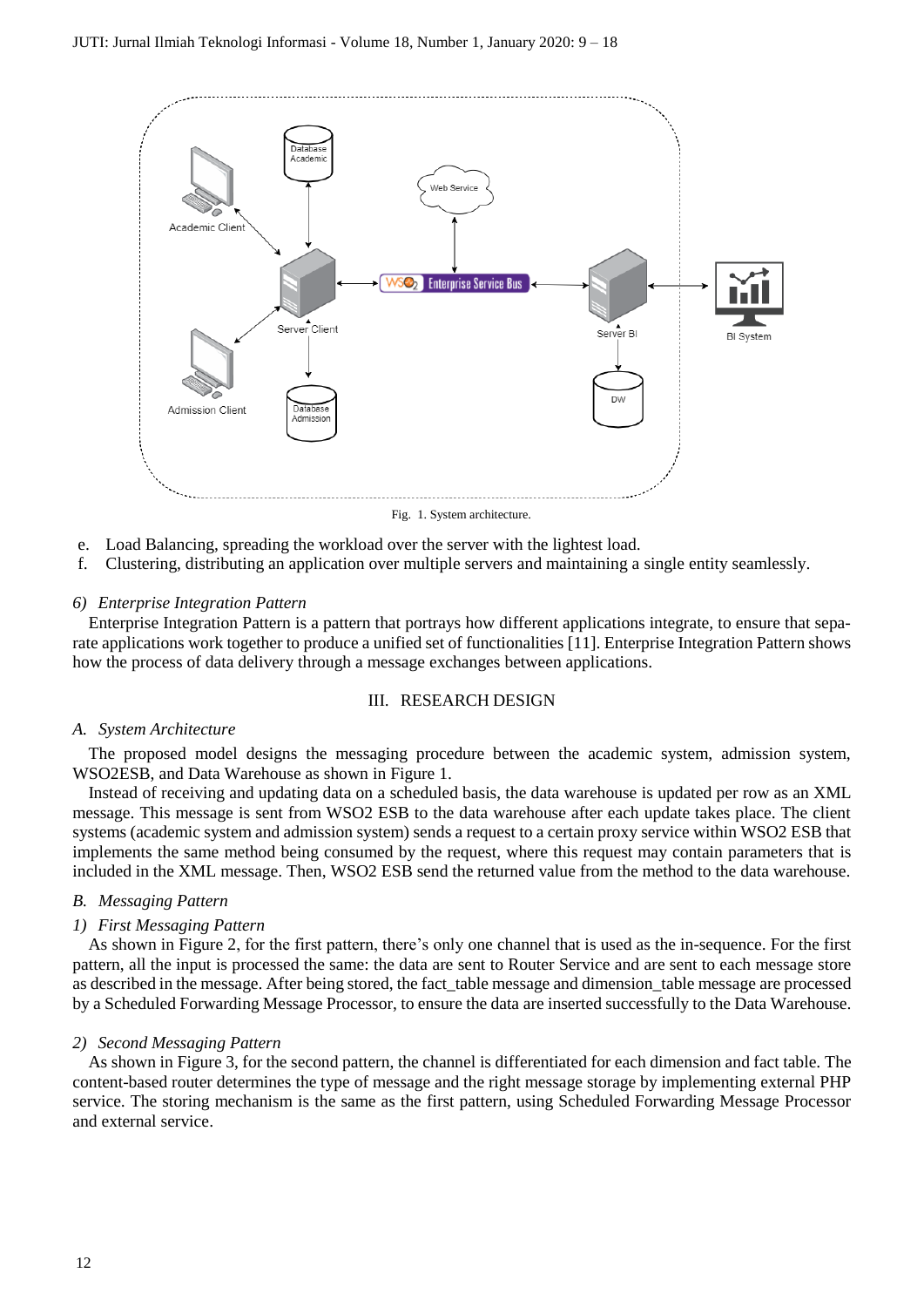Fig. 1. System architecture.

e. Load Balancing, spreading the workload over the server with the lightest load.
f. Clustering, distributing an application over multiple servers and maintaining a single entity seamlessly.

#### *6) Enterprise Integration Pattern*

Enterprise Integration Pattern is a pattern that portrays how different applications integrate, to ensure that separate applications work together to produce a unified set of functionalities [11]. Enterprise Integration Pattern shows how the process of data delivery through a message exchanges between applications.

## III. RESEARCH DESIGN

### *A. System Architecture*

The proposed model designs the messaging procedure between the academic system, admission system, WSO2ESB, and Data Warehouse as shown in Figure 1.

Instead of receiving and updating data on a scheduled basis, the data warehouse is updated per row as an XML message. This message is sent from WSO2 ESB to the data warehouse after each update takes place. The client systems (academic system and admission system) sends a request to a certain proxy service within WSO2 ESB that implements the same method being consumed by the request, where this request may contain parameters that is included in the XML message. Then, WSO2 ESB send the returned value from the method to the data warehouse.

### *B. Messaging Pattern*

#### *1) First Messaging Pattern*

As shown in Figure 2, for the first pattern, there's only one channel that is used as the in-sequence. For the first pattern, all the input is processed the same: the data are sent to Router Service and are sent to each message store as described in the message. After being stored, the fact_table message and dimension_table message are processed by a Scheduled Forwarding Message Processor, to ensure the data are inserted successfully to the Data Warehouse.

#### *2) Second Messaging Pattern*

As shown in Figure 3, for the second pattern, the channel is differentiated for each dimension and fact table. The content-based router determines the type of message and the right message storage by implementing external PHP service. The storing mechanism is the same as the first pattern, using Scheduled Forwarding Message Processor and external service.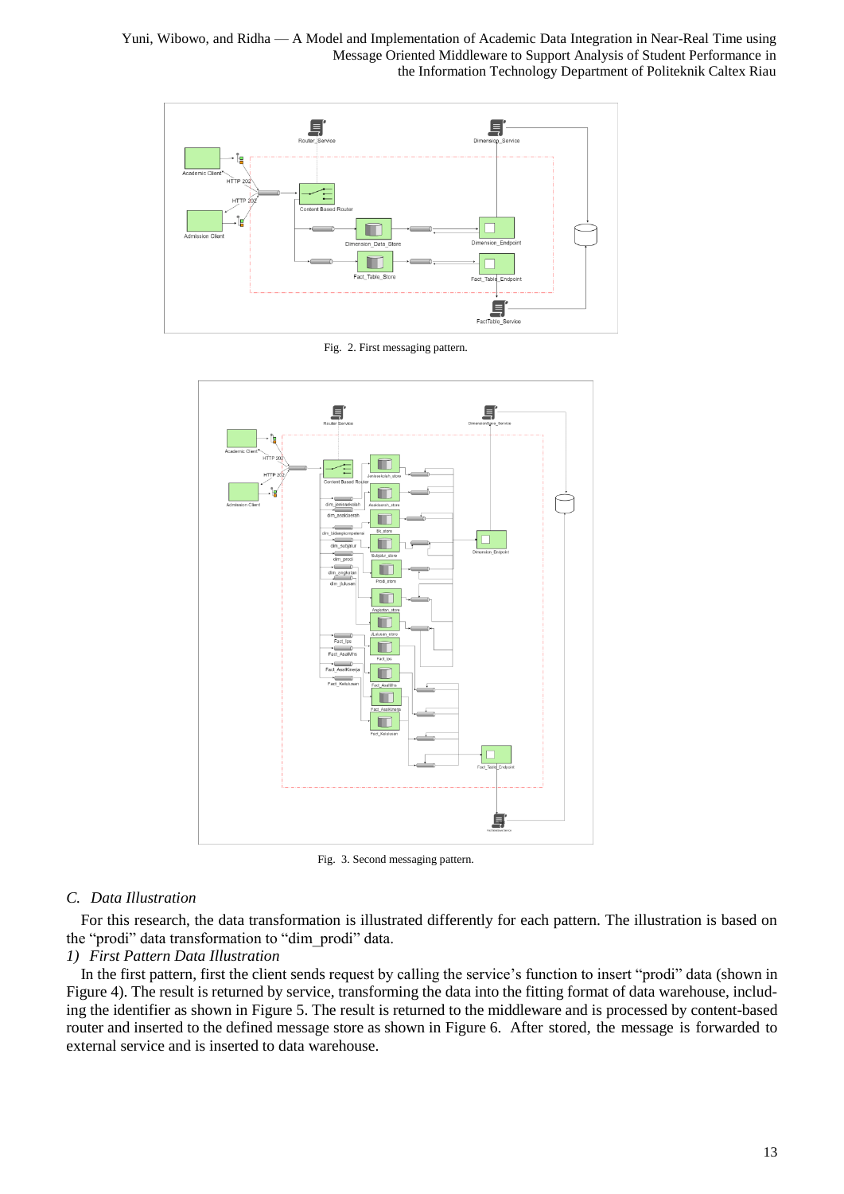Fig. 2. First messaging pattern.

Fig. 3. Second messaging pattern.

### C. Data Illustration

For this research, the data transformation is illustrated differently for each pattern. The illustration is based on the "prodi" data transformation to "dim_prodi" data.

#### 1) First Pattern Data Illustration

In the first pattern, first the client sends request by calling the service's function to insert "prodi" data (shown in Figure 4). The result is returned by service, transforming the data into the fitting format of data warehouse, including the identifier as shown in Figure 5. The result is returned to the middleware and is processed by content-based router and inserted to the defined message store as shown in Figure 6. After stored, the message is forwarded to external service and is inserted to data warehouse.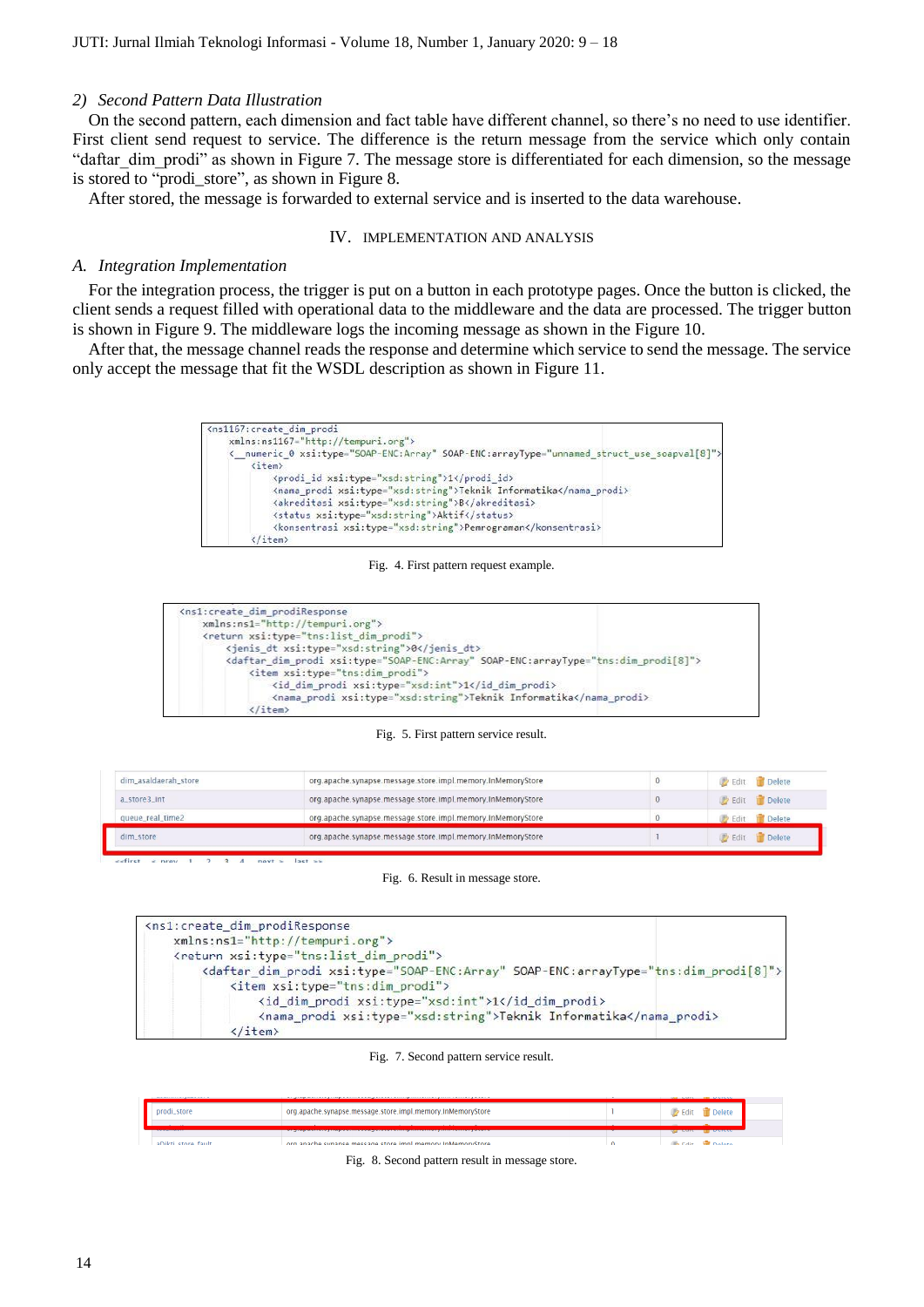*2) Second Pattern Data Illustration*

On the second pattern, each dimension and fact table have different channel, so there's no need to use identifier. First client send request to service. The difference is the return message from the service which only contain "daftar_dim_prodi" as shown in Figure 7. The message store is differentiated for each dimension, so the message is stored to "prodi_store", as shown in Figure 8.

After stored, the message is forwarded to external service and is inserted to the data warehouse.

## IV. IMPLEMENTATION AND ANALYSIS

### *A. Integration Implementation*

For the integration process, the trigger is put on a button in each prototype pages. Once the button is clicked, the client sends a request filled with operational data to the middleware and the data are processed. The trigger button is shown in Figure 9. The middleware logs the incoming message as shown in the Figure 10.

After that, the message channel reads the response and determine which service to send the message. The service only accept the message that fit the WSDL description as shown in Figure 11.

```
<ns1167:create_dim_prodi
    xmlns:ns1167="http://tempuri.org">
    <__numeric_0 xsi:type="SOAP-ENC:Array" SOAP-ENC:arrayType="unnamed_struct_use_soapval[8]">
        <item>
            <prodi_id xsi:type="xsd:string">1</prodi_id>
            <nama_prodi xsi:type="xsd:string">Teknik Informatika</nama_prodi>
            <akreditasi xsi:type="xsd:string">B</akreditasi>
            <status xsi:type="xsd:string">Aktif</status>
            <konsentrasi xsi:type="xsd:string">Pemrograman</konsentrasi>
        </item>
```

Fig. 4. First pattern request example.

```
<ns1:create_dim_prodiResponse
    xmlns:ns1="http://tempuri.org">
    <return xsi:type="tns:list_dim_prodi">
        <jenis_dt xsi:type="xsd:string">0</jenis_dt>
        <daftar_dim_prodi xsi:type="SOAP-ENC:Array" SOAP-ENC:arrayType="tns:dim_prodi[8]">
            <item xsi:type="tns:dim_prodi">
                <id_dim_prodi xsi:type="xsd:int">1</id_dim_prodi>
                <nama_prodi xsi:type="xsd:string">Teknik Informatika</nama_prodi>
            </item>
```

Fig. 5. First pattern service result.

| | | | |
|---|---|---|---|
| dim_asaldaerah_store | org.apache.synapse.message.store.impl.memory.InMemoryStore | 0 | Edit Delete |
| a_store3_int | org.apache.synapse.message.store.impl.memory.InMemoryStore | 0 | Edit Delete |
| queue_real_time2 | org.apache.synapse.message.store.impl.memory.InMemoryStore | 0 | Edit Delete |
| dim_store | org.apache.synapse.message.store.impl.memory.InMemoryStore | 1 | Edit Delete |

Fig. 6. Result in message store.

```
<ns1:create_dim_prodiResponse
    xmlns:ns1="http://tempuri.org">
    <return xsi:type="tns:list_dim_prodi">
        <daftar_dim_prodi xsi:type="SOAP-ENC:Array" SOAP-ENC:arrayType="tns:dim_prodi[8]">
            <item xsi:type="tns:dim_prodi">
                <id_dim_prodi xsi:type="xsd:int">1</id_dim_prodi>
                <nama_prodi xsi:type="xsd:string">Teknik Informatika</nama_prodi>
            </item>
```

Fig. 7. Second pattern service result.

| | | | |
|---|---|---|---|
| prodi_store | org.apache.synapse.message.store.impl.memory.InMemoryStore | 1 | Edit Delete |

Fig. 8. Second pattern result in message store.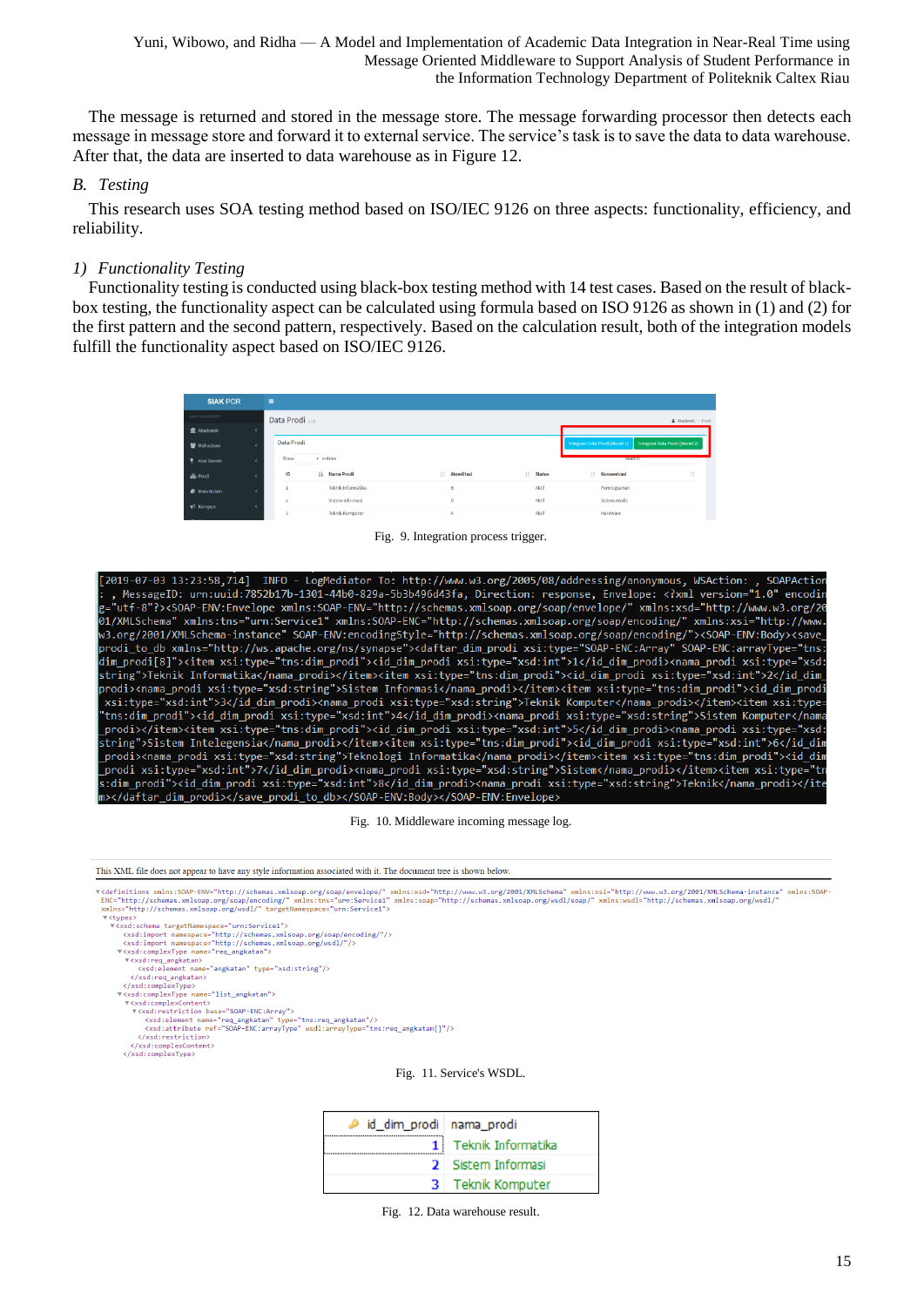The message is returned and stored in the message store. The message forwarding processor then detects each message in message store and forward it to external service. The service's task is to save the data to data warehouse. After that, the data are inserted to data warehouse as in Figure 12.

## B. Testing

This research uses SOA testing method based on ISO/IEC 9126 on three aspects: functionality, efficiency, and reliability.

### 1) Functionality Testing

Functionality testing is conducted using black-box testing method with 14 test cases. Based on the result of black-box testing, the functionality aspect can be calculated using formula based on ISO 9126 as shown in (1) and (2) for the first pattern and the second pattern, respectively. Based on the calculation result, both of the integration models fulfill the functionality aspect based on ISO/IEC 9126.

Fig. 9. Integration process trigger.

Fig. 10. Middleware incoming message log.

Fig. 11. Service's WSDL.

| id_dim_prodi | nama_prodi |
|---|---|
| 1 | Teknik Informatika |
| 2 | Sistem Informasi |
| 3 | Teknik Komputer |

Fig. 12. Data warehouse result.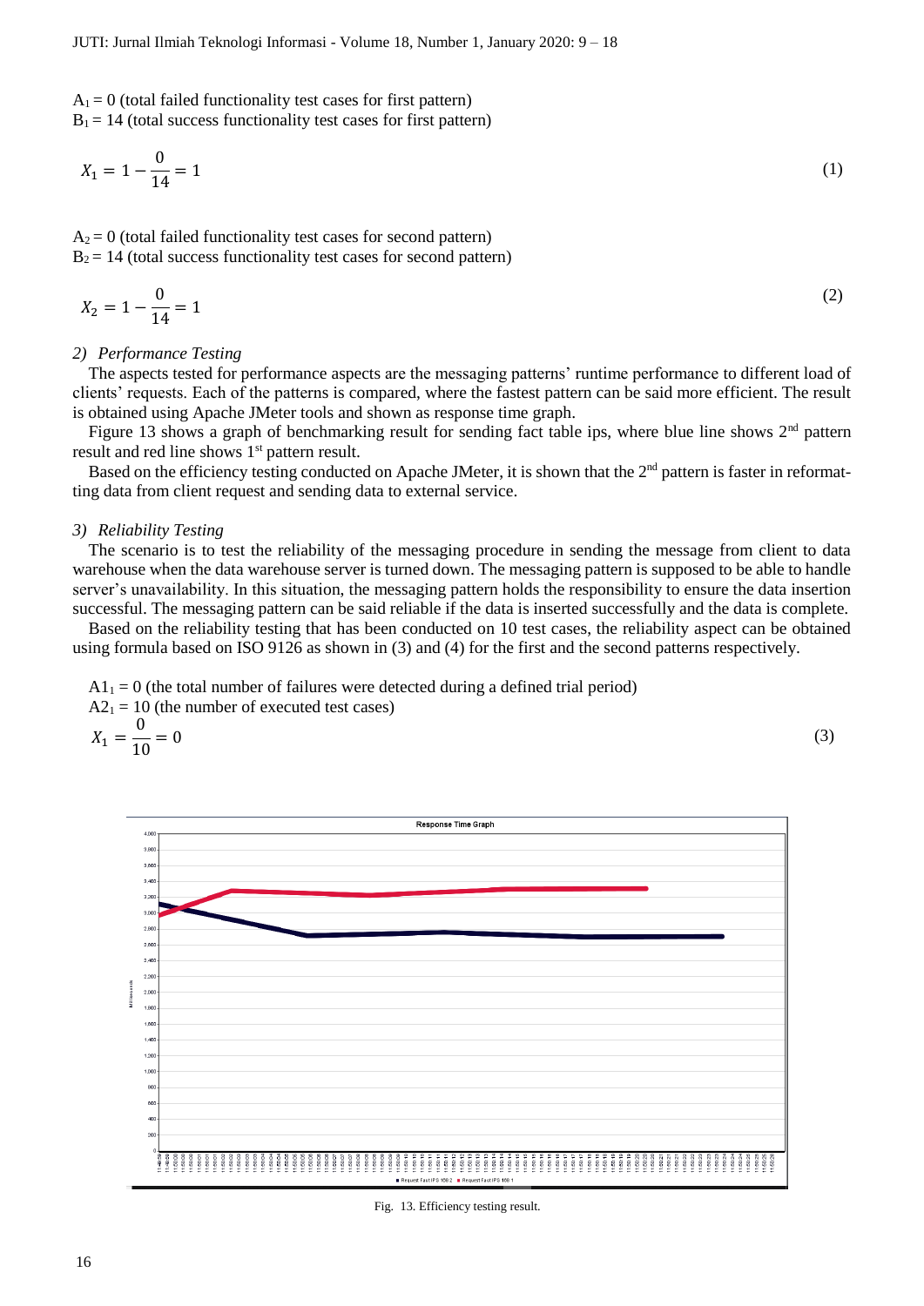$A_1 = 0$ (total failed functionality test cases for first pattern)
$B_1 = 14$ (total success functionality test cases for first pattern)

$$X_1 = 1 - \frac{0}{14} = 1 \tag{1}$$

$A_2 = 0$ (total failed functionality test cases for second pattern)
$B_2 = 14$ (total success functionality test cases for second pattern)

$$X_2 = 1 - \frac{0}{14} = 1 \tag{2}$$

### *2) Performance Testing*

The aspects tested for performance aspects are the messaging patterns' runtime performance to different load of clients' requests. Each of the patterns is compared, where the fastest pattern can be said more efficient. The result is obtained using Apache JMeter tools and shown as response time graph.

Figure 13 shows a graph of benchmarking result for sending fact table ips, where blue line shows 2nd pattern result and red line shows 1st pattern result.

Based on the efficiency testing conducted on Apache JMeter, it is shown that the 2nd pattern is faster in reformatting data from client request and sending data to external service.

### *3) Reliability Testing*

The scenario is to test the reliability of the messaging procedure in sending the message from client to data warehouse when the data warehouse server is turned down. The messaging pattern is supposed to be able to handle server's unavailability. In this situation, the messaging pattern holds the responsibility to ensure the data insertion successful. The messaging pattern can be said reliable if the data is inserted successfully and the data is complete.

Based on the reliability testing that has been conducted on 10 test cases, the reliability aspect can be obtained using formula based on ISO 9126 as shown in (3) and (4) for the first and the second patterns respectively.

$A1_1 = 0$ (the total number of failures were detected during a defined trial period)
$A2_1 = 10$ (the number of executed test cases)

$$X_1 = \frac{0}{10} = 0 \tag{3}$$

Fig. 13. Efficiency testing result.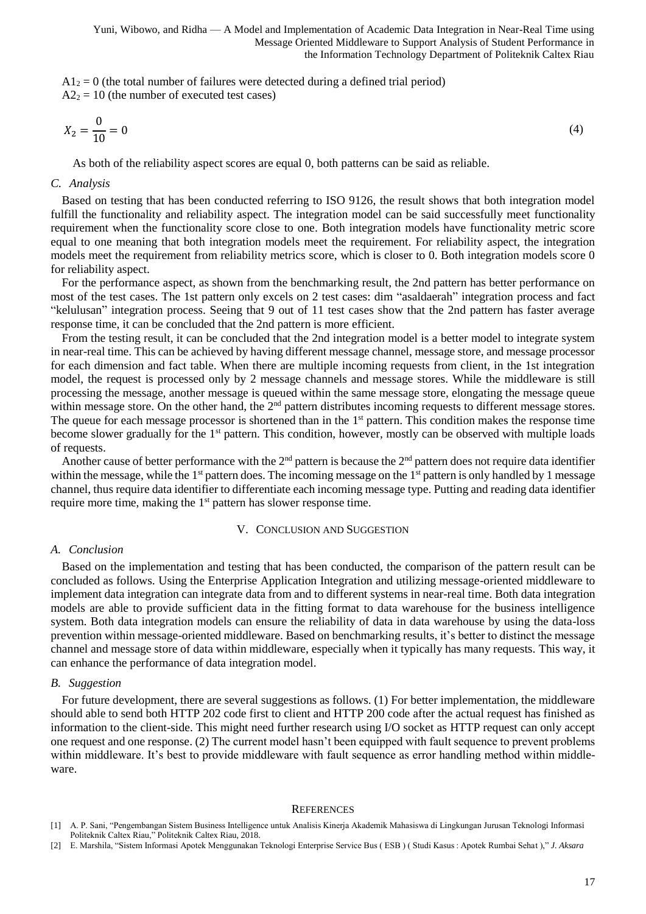$A1_2 = 0$ (the total number of failures were detected during a defined trial period)
$A2_2 = 10$ (the number of executed test cases)

$$X_2 = \frac{0}{10} = 0 \tag{4}$$

As both of the reliability aspect scores are equal 0, both patterns can be said as reliable.

### *C. Analysis*

Based on testing that has been conducted referring to ISO 9126, the result shows that both integration model fulfill the functionality and reliability aspect. The integration model can be said successfully meet functionality requirement when the functionality score close to one. Both integration models have functionality metric score equal to one meaning that both integration models meet the requirement. For reliability aspect, the integration models meet the requirement from reliability metrics score, which is closer to 0. Both integration models score 0 for reliability aspect.

For the performance aspect, as shown from the benchmarking result, the 2nd pattern has better performance on most of the test cases. The 1st pattern only excels on 2 test cases: dim "asaldaerah" integration process and fact "kelulusan" integration process. Seeing that 9 out of 11 test cases show that the 2nd pattern has faster average response time, it can be concluded that the 2nd pattern is more efficient.

From the testing result, it can be concluded that the 2nd integration model is a better model to integrate system in near-real time. This can be achieved by having different message channel, message store, and message processor for each dimension and fact table. When there are multiple incoming requests from client, in the 1st integration model, the request is processed only by 2 message channels and message stores. While the middleware is still processing the message, another message is queued within the same message store, elongating the message queue within message store. On the other hand, the 2nd pattern distributes incoming requests to different message stores. The queue for each message processor is shortened than in the 1st pattern. This condition makes the response time become slower gradually for the 1st pattern. This condition, however, mostly can be observed with multiple loads of requests.

Another cause of better performance with the 2nd pattern is because the 2nd pattern does not require data identifier within the message, while the 1st pattern does. The incoming message on the 1st pattern is only handled by 1 message channel, thus require data identifier to differentiate each incoming message type. Putting and reading data identifier require more time, making the 1st pattern has slower response time.

## V. Conclusion and Suggestion

### *A. Conclusion*

Based on the implementation and testing that has been conducted, the comparison of the pattern result can be concluded as follows. Using the Enterprise Application Integration and utilizing message-oriented middleware to implement data integration can integrate data from and to different systems in near-real time. Both data integration models are able to provide sufficient data in the fitting format to data warehouse for the business intelligence system. Both data integration models can ensure the reliability of data in data warehouse by using the data-loss prevention within message-oriented middleware. Based on benchmarking results, it's better to distinct the message channel and message store of data within middleware, especially when it typically has many requests. This way, it can enhance the performance of data integration model.

### *B. Suggestion*

For future development, there are several suggestions as follows. (1) For better implementation, the middleware should able to send both HTTP 202 code first to client and HTTP 200 code after the actual request has finished as information to the client-side. This might need further research using I/O socket as HTTP request can only accept one request and one response. (2) The current model hasn't been equipped with fault sequence to prevent problems within middleware. It's best to provide middleware with fault sequence as error handling method within middleware.

## References

[1] A. P. Sani, "Pengembangan Sistem Business Intelligence untuk Analisis Kinerja Akademik Mahasiswa di Lingkungan Jurusan Teknologi Informasi Politeknik Caltex Riau," Politeknik Caltex Riau, 2018.

[2] E. Marshila, "Sistem Informasi Apotek Menggunakan Teknologi Enterprise Service Bus ( ESB ) ( Studi Kasus : Apotek Rumbai Sehat )," *J. Aksara*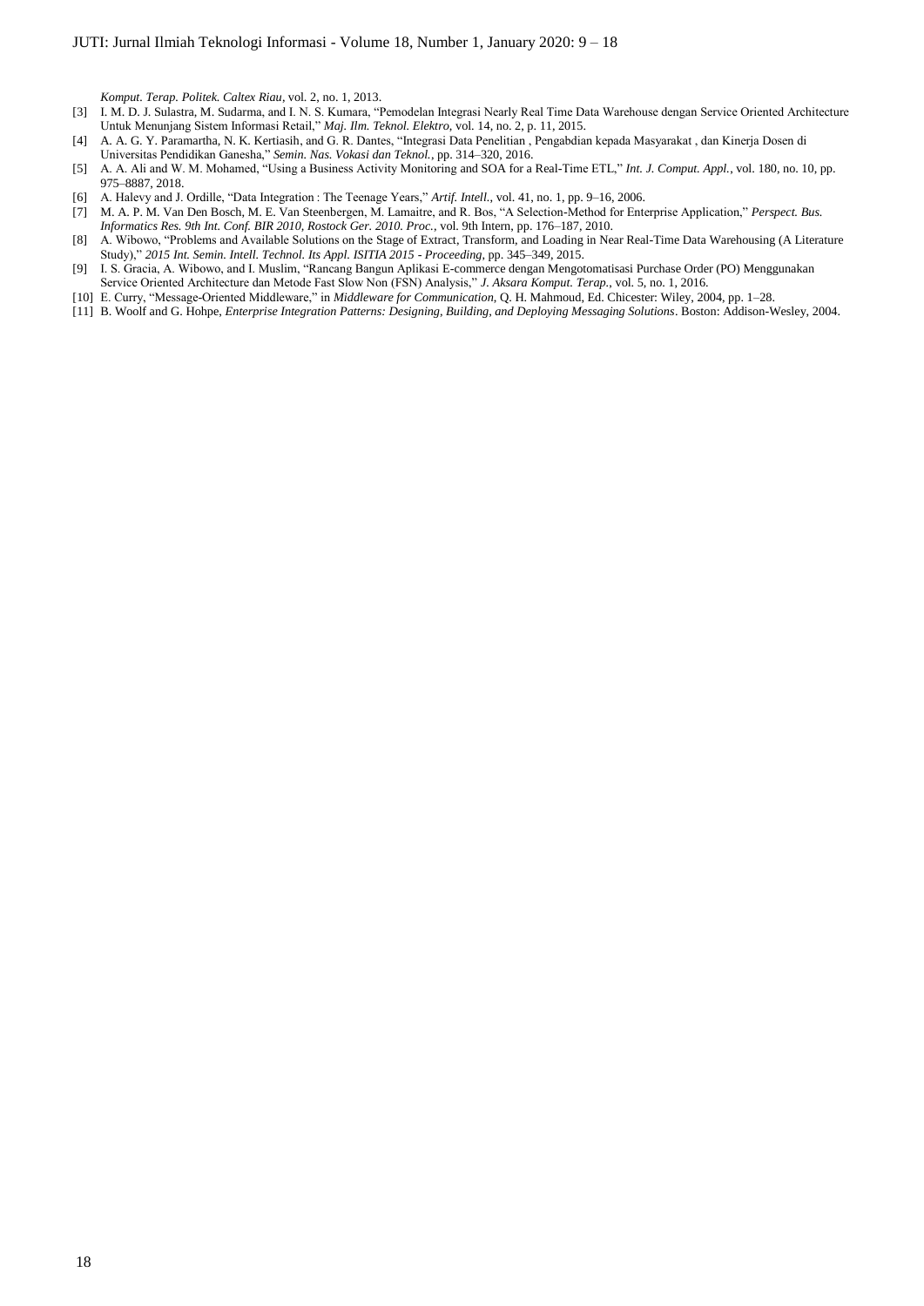*Komput. Terap. Politek. Caltex Riau*, vol. 2, no. 1, 2013.

[3] I. M. D. J. Sulastra, M. Sudarma, and I. N. S. Kumara, "Pemodelan Integrasi Nearly Real Time Data Warehouse dengan Service Oriented Architecture Untuk Menunjang Sistem Informasi Retail," *Maj. Ilm. Teknol. Elektro*, vol. 14, no. 2, p. 11, 2015.

[4] A. A. G. Y. Paramartha, N. K. Kertiasih, and G. R. Dantes, "Integrasi Data Penelitian , Pengabdian kepada Masyarakat , dan Kinerja Dosen di Universitas Pendidikan Ganesha," *Semin. Nas. Vokasi dan Teknol.*, pp. 314–320, 2016.

[5] A. A. Ali and W. M. Mohamed, "Using a Business Activity Monitoring and SOA for a Real-Time ETL," *Int. J. Comput. Appl.*, vol. 180, no. 10, pp. 975–8887, 2018.

[6] A. Halevy and J. Ordille, "Data Integration : The Teenage Years," *Artif. Intell.*, vol. 41, no. 1, pp. 9–16, 2006.

[7] M. A. P. M. Van Den Bosch, M. E. Van Steenbergen, M. Lamaitre, and R. Bos, "A Selection-Method for Enterprise Application," *Perspect. Bus. Informatics Res. 9th Int. Conf. BIR 2010, Rostock Ger. 2010. Proc.*, vol. 9th Intern, pp. 176–187, 2010.

[8] A. Wibowo, "Problems and Available Solutions on the Stage of Extract, Transform, and Loading in Near Real-Time Data Warehousing (A Literature Study)," *2015 Int. Semin. Intell. Technol. Its Appl. ISITIA 2015 - Proceeding*, pp. 345–349, 2015.

[9] I. S. Gracia, A. Wibowo, and I. Muslim, "Rancang Bangun Aplikasi E-commerce dengan Mengotomatisasi Purchase Order (PO) Menggunakan Service Oriented Architecture dan Metode Fast Slow Non (FSN) Analysis," *J. Aksara Komput. Terap.*, vol. 5, no. 1, 2016.

[10] E. Curry, "Message-Oriented Middleware," in *Middleware for Communication*, Q. H. Mahmoud, Ed. Chicester: Wiley, 2004, pp. 1–28.

[11] B. Woolf and G. Hohpe, *Enterprise Integration Patterns: Designing, Building, and Deploying Messaging Solutions*. Boston: Addison-Wesley, 2004.